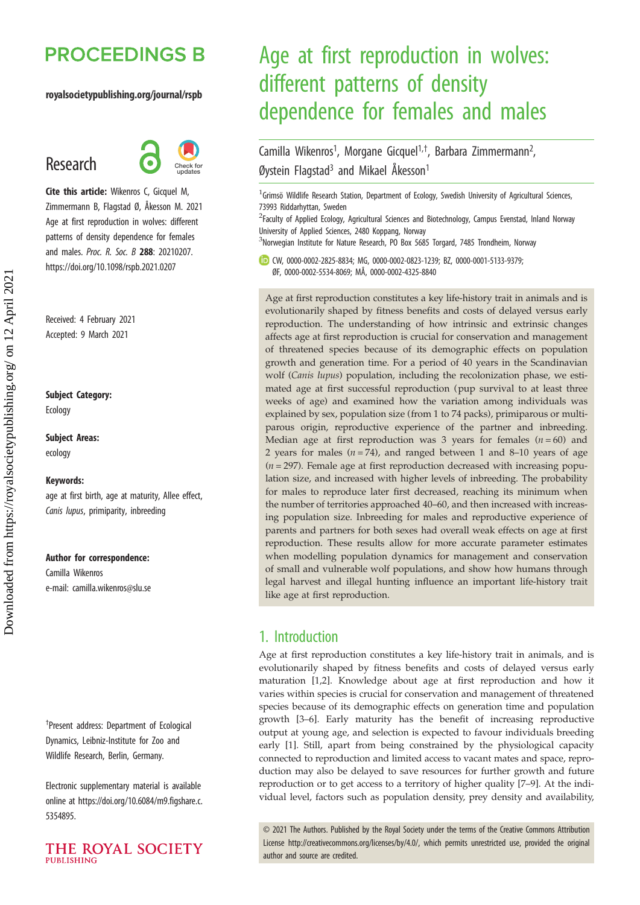# Age at first reproduction in wolves: different patterns of density dependence for females and males

Camilla Wikenros[1], Morgane Gicquel[1,†], Barbara Zimmermann[2], Øystein Flagstad[3] and Mikael Åkesson[1]

[1]Grimsö Wildlife Research Station, Department of Ecology, Swedish University of Agricultural Sciences, 73993 Riddarhyttan, Sweden
[2]Faculty of Applied Ecology, Agricultural Sciences and Biotechnology, Campus Evenstad, Inland Norway University of Applied Sciences, 2480 Koppang, Norway
[3]Norwegian Institute for Nature Research, PO Box 5685 Torgard, 7485 Trondheim, Norway

CW, 0000-0002-2825-8834; MG, 0000-0002-0823-1239; BZ, 0000-0001-5133-9379; ØF, 0000-0002-5534-8069; MÅ, 0000-0002-4325-8840

**Research**

**Cite this article:** Wikenros C, Gicquel M, Zimmermann B, Flagstad Ø, Åkesson M. 2021 Age at first reproduction in wolves: different patterns of density dependence for females and males. *Proc. R. Soc. B* **288**: 20210207. https://doi.org/10.1098/rspb.2021.0207

Received: 4 February 2021
Accepted: 9 March 2021

**Subject Category:**
Ecology

**Subject Areas:**
ecology

**Keywords:**
age at first birth, age at maturity, Allee effect, *Canis lupus*, primiparity, inbreeding

**Author for correspondence:**
Camilla Wikenros
e-mail: camilla.wikenros@slu.se

[†]Present address: Department of Ecological Dynamics, Leibniz-Institute for Zoo and Wildlife Research, Berlin, Germany.

Electronic supplementary material is available online at https://doi.org/10.6084/m9.figshare.c.5354895.

Age at first reproduction constitutes a key life-history trait in animals and is evolutionarily shaped by fitness benefits and costs of delayed versus early reproduction. The understanding of how intrinsic and extrinsic changes affects age at first reproduction is crucial for conservation and management of threatened species because of its demographic effects on population growth and generation time. For a period of 40 years in the Scandinavian wolf (*Canis lupus*) population, including the recolonization phase, we estimated age at first successful reproduction (pup survival to at least three weeks of age) and examined how the variation among individuals was explained by sex, population size (from 1 to 74 packs), primiparous or multiparous origin, reproductive experience of the partner and inbreeding. Median age at first reproduction was 3 years for females ($n = 60$) and 2 years for males ($n = 74$), and ranged between 1 and 8–10 years of age ($n = 297$). Female age at first reproduction decreased with increasing population size, and increased with higher levels of inbreeding. The probability for males to reproduce later first decreased, reaching its minimum when the number of territories approached 40–60, and then increased with increasing population size. Inbreeding for males and reproductive experience of parents and partners for both sexes had overall weak effects on age at first reproduction. These results allow for more accurate parameter estimates when modelling population dynamics for management and conservation of small and vulnerable wolf populations, and show how humans through legal harvest and illegal hunting influence an important life-history trait like age at first reproduction.

## 1. Introduction

Age at first reproduction constitutes a key life-history trait in animals, and is evolutionarily shaped by fitness benefits and costs of delayed versus early maturation [1,2]. Knowledge about age at first reproduction and how it varies within species is crucial for conservation and management of threatened species because of its demographic effects on generation time and population growth [3–6]. Early maturity has the benefit of increasing reproductive output at young age, and selection is expected to favour individuals breeding early [1]. Still, apart from being constrained by the physiological capacity connected to reproduction and limited access to vacant mates and space, reproduction may also be delayed to save resources for further growth and future reproduction or to get access to a territory of higher quality [7–9]. At the individual level, factors such as population density, prey density and availability,

© 2021 The Authors. Published by the Royal Society under the terms of the Creative Commons Attribution License http://creativecommons.org/licenses/by/4.0/, which permits unrestricted use, provided the original author and source are credited.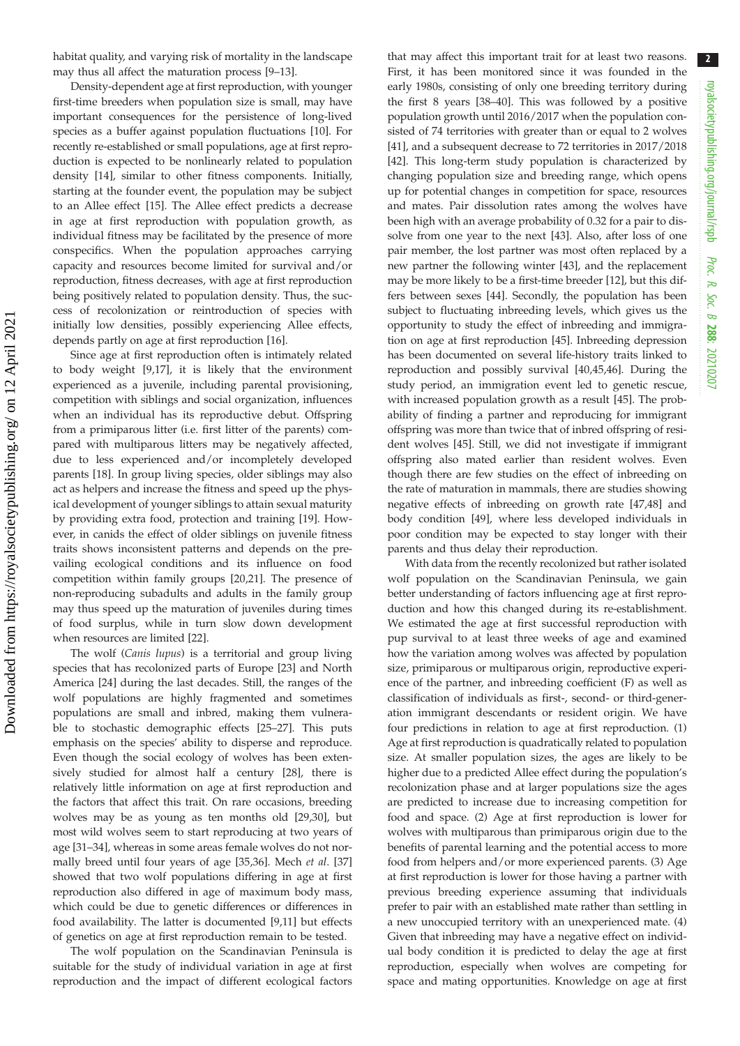habitat quality, and varying risk of mortality in the landscape may thus all affect the maturation process [9–13].

Density-dependent age at first reproduction, with younger first-time breeders when population size is small, may have important consequences for the persistence of long-lived species as a buffer against population fluctuations [10]. For recently re-established or small populations, age at first reproduction is expected to be nonlinearly related to population density [14], similar to other fitness components. Initially, starting at the founder event, the population may be subject to an Allee effect [15]. The Allee effect predicts a decrease in age at first reproduction with population growth, as individual fitness may be facilitated by the presence of more conspecifics. When the population approaches carrying capacity and resources become limited for survival and/or reproduction, fitness decreases, with age at first reproduction being positively related to population density. Thus, the success of recolonization or reintroduction of species with initially low densities, possibly experiencing Allee effects, depends partly on age at first reproduction [16].

Since age at first reproduction often is intimately related to body weight [9,17], it is likely that the environment experienced as a juvenile, including parental provisioning, competition with siblings and social organization, influences when an individual has its reproductive debut. Offspring from a primiparous litter (i.e. first litter of the parents) compared with multiparous litters may be negatively affected, due to less experienced and/or incompletely developed parents [18]. In group living species, older siblings may also act as helpers and increase the fitness and speed up the physical development of younger siblings to attain sexual maturity by providing extra food, protection and training [19]. However, in canids the effect of older siblings on juvenile fitness traits shows inconsistent patterns and depends on the prevailing ecological conditions and its influence on food competition within family groups [20,21]. The presence of non-reproducing subadults and adults in the family group may thus speed up the maturation of juveniles during times of food surplus, while in turn slow down development when resources are limited [22].

The wolf (*Canis lupus*) is a territorial and group living species that has recolonized parts of Europe [23] and North America [24] during the last decades. Still, the ranges of the wolf populations are highly fragmented and sometimes populations are small and inbred, making them vulnerable to stochastic demographic effects [25–27]. This puts emphasis on the species' ability to disperse and reproduce. Even though the social ecology of wolves has been extensively studied for almost half a century [28], there is relatively little information on age at first reproduction and the factors that affect this trait. On rare occasions, breeding wolves may be as young as ten months old [29,30], but most wild wolves seem to start reproducing at two years of age [31–34], whereas in some areas female wolves do not normally breed until four years of age [35,36]. Mech *et al.* [37] showed that two wolf populations differing in age at first reproduction also differed in age of maximum body mass, which could be due to genetic differences or differences in food availability. The latter is documented [9,11] but effects of genetics on age at first reproduction remain to be tested.

The wolf population on the Scandinavian Peninsula is suitable for the study of individual variation in age at first reproduction and the impact of different ecological factors that may affect this important trait for at least two reasons. First, it has been monitored since it was founded in the early 1980s, consisting of only one breeding territory during the first 8 years [38–40]. This was followed by a positive population growth until 2016/2017 when the population consisted of 74 territories with greater than or equal to 2 wolves [41], and a subsequent decrease to 72 territories in 2017/2018 [42]. This long-term study population is characterized by changing population size and breeding range, which opens up for potential changes in competition for space, resources and mates. Pair dissolution rates among the wolves have been high with an average probability of 0.32 for a pair to dissolve from one year to the next [43]. Also, after loss of one pair member, the lost partner was most often replaced by a new partner the following winter [43], and the replacement may be more likely to be a first-time breeder [12], but this differs between sexes [44]. Secondly, the population has been subject to fluctuating inbreeding levels, which gives us the opportunity to study the effect of inbreeding and immigration on age at first reproduction [45]. Inbreeding depression has been documented on several life-history traits linked to reproduction and possibly survival [40,45,46]. During the study period, an immigration event led to genetic rescue, with increased population growth as a result [45]. The probability of finding a partner and reproducing for immigrant offspring was more than twice that of inbred offspring of resident wolves [45]. Still, we did not investigate if immigrant offspring also mated earlier than resident wolves. Even though there are few studies on the effect of inbreeding on the rate of maturation in mammals, there are studies showing negative effects of inbreeding on growth rate [47,48] and body condition [49], where less developed individuals in poor condition may be expected to stay longer with their parents and thus delay their reproduction.

With data from the recently recolonized but rather isolated wolf population on the Scandinavian Peninsula, we gain better understanding of factors influencing age at first reproduction and how this changed during its re-establishment. We estimated the age at first successful reproduction with pup survival to at least three weeks of age and examined how the variation among wolves was affected by population size, primiparous or multiparous origin, reproductive experience of the partner, and inbreeding coefficient (F) as well as classification of individuals as first-, second- or third-generation immigrant descendants or resident origin. We have four predictions in relation to age at first reproduction. (1) Age at first reproduction is quadratically related to population size. At smaller population sizes, the ages are likely to be higher due to a predicted Allee effect during the population's recolonization phase and at larger populations size the ages are predicted to increase due to increasing competition for food and space. (2) Age at first reproduction is lower for wolves with multiparous than primiparous origin due to the benefits of parental learning and the potential access to more food from helpers and/or more experienced parents. (3) Age at first reproduction is lower for those having a partner with previous breeding experience assuming that individuals prefer to pair with an established mate rather than settling in a new unoccupied territory with an unexperienced mate. (4) Given that inbreeding may have a negative effect on individual body condition it is predicted to delay the age at first reproduction, especially when wolves are competing for space and mating opportunities. Knowledge on age at first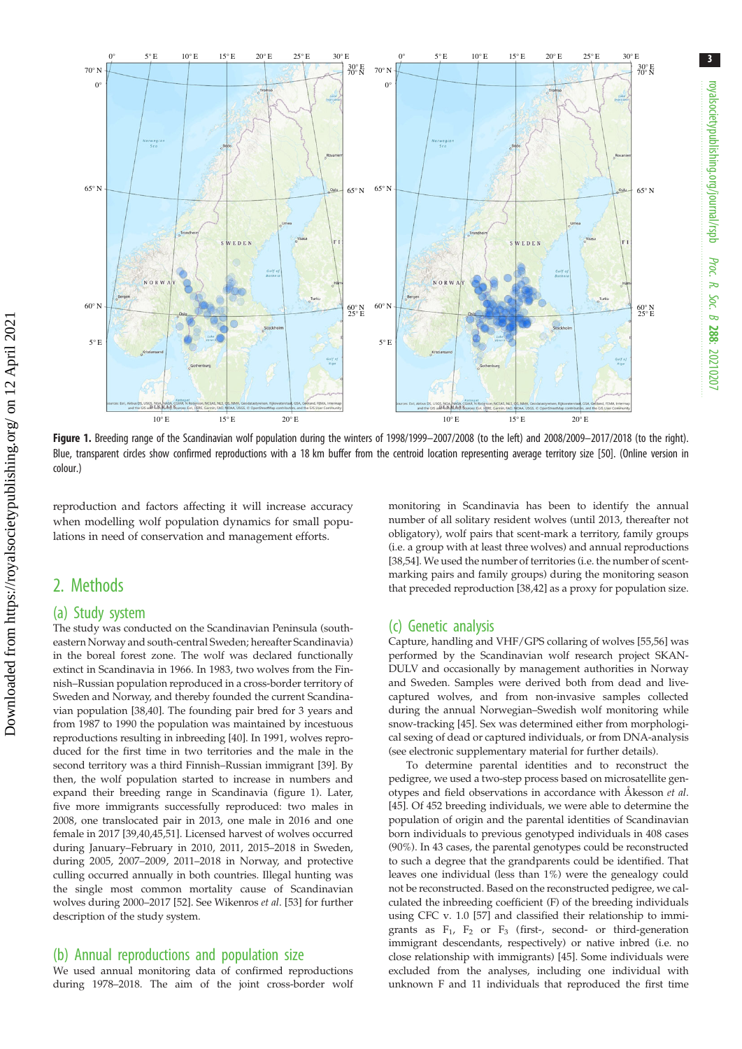Figure 1. Breeding range of the Scandinavian wolf population during the winters of 1998/1999–2007/2008 (to the left) and 2008/2009–2017/2018 (to the right). Blue, transparent circles show confirmed reproductions with a 18 km buffer from the centroid location representing average territory size [50]. (Online version in colour.)

reproduction and factors affecting it will increase accuracy when modelling wolf population dynamics for small populations in need of conservation and management efforts.

## 2. Methods

### (a) Study system

The study was conducted on the Scandinavian Peninsula (southeastern Norway and south-central Sweden; hereafter Scandinavia) in the boreal forest zone. The wolf was declared functionally extinct in Scandinavia in 1966. In 1983, two wolves from the Finnish–Russian population reproduced in a cross-border territory of Sweden and Norway, and thereby founded the current Scandinavian population [38,40]. The founding pair bred for 3 years and from 1987 to 1990 the population was maintained by incestuous reproductions resulting in inbreeding [40]. In 1991, wolves reproduced for the first time in two territories and the male in the second territory was a third Finnish–Russian immigrant [39]. By then, the wolf population started to increase in numbers and expand their breeding range in Scandinavia (figure 1). Later, five more immigrants successfully reproduced: two males in 2008, one translocated pair in 2013, one male in 2016 and one female in 2017 [39,40,45,51]. Licensed harvest of wolves occurred during January–February in 2010, 2011, 2015–2018 in Sweden, during 2005, 2007–2009, 2011–2018 in Norway, and protective culling occurred annually in both countries. Illegal hunting was the single most common mortality cause of Scandinavian wolves during 2000–2017 [52]. See Wikenros *et al*. [53] for further description of the study system.

### (b) Annual reproductions and population size

We used annual monitoring data of confirmed reproductions during 1978–2018. The aim of the joint cross-border wolf monitoring in Scandinavia has been to identify the annual number of all solitary resident wolves (until 2013, thereafter not obligatory), wolf pairs that scent-mark a territory, family groups (i.e. a group with at least three wolves) and annual reproductions [38,54]. We used the number of territories (i.e. the number of scent-marking pairs and family groups) during the monitoring season that preceded reproduction [38,42] as a proxy for population size.

### (c) Genetic analysis

Capture, handling and VHF/GPS collaring of wolves [55,56] was performed by the Scandinavian wolf research project SKANDULV and occasionally by management authorities in Norway and Sweden. Samples were derived both from dead and live-captured wolves, and from non-invasive samples collected during the annual Norwegian–Swedish wolf monitoring while snow-tracking [45]. Sex was determined either from morphological sexing of dead or captured individuals, or from DNA-analysis (see electronic supplementary material for further details).

To determine parental identities and to reconstruct the pedigree, we used a two-step process based on microsatellite genotypes and field observations in accordance with Åkesson *et al*. [45]. Of 452 breeding individuals, we were able to determine the population of origin and the parental identities of Scandinavian born individuals to previous genotyped individuals in 408 cases (90%). In 43 cases, the parental genotypes could be reconstructed to such a degree that the grandparents could be identified. That leaves one individual (less than 1%) were the genealogy could not be reconstructed. Based on the reconstructed pedigree, we calculated the inbreeding coefficient (F) of the breeding individuals using CFC v. 1.0 [57] and classified their relationship to immigrants as $F_1$, $F_2$ or $F_3$ (first-, second- or third-generation immigrant descendants, respectively) or native inbred (i.e. no close relationship with immigrants) [45]. Some individuals were excluded from the analyses, including one individual with unknown F and 11 individuals that reproduced the first time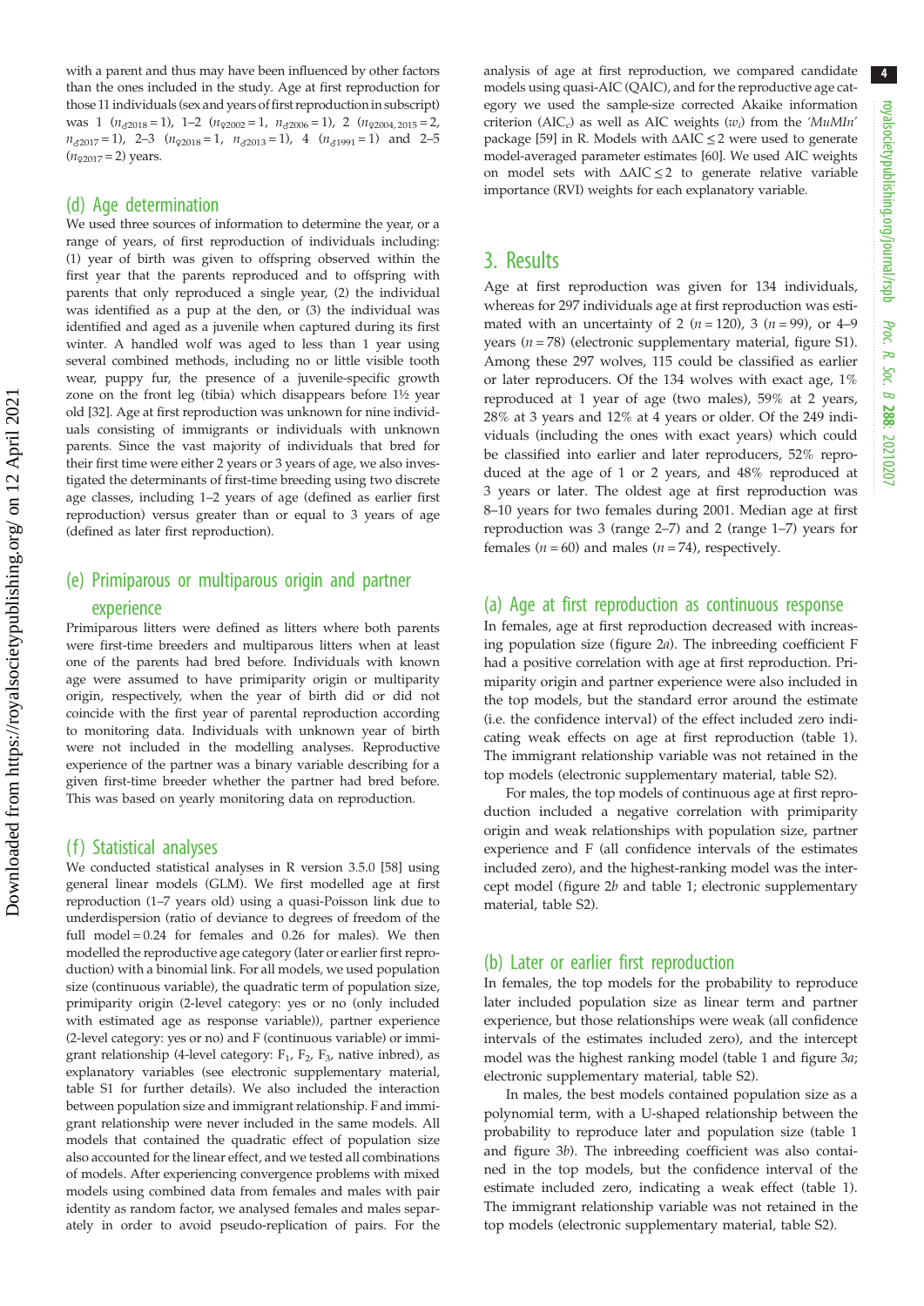with a parent and thus may have been influenced by other factors than the ones included in the study. Age at first reproduction for those 11 individuals (sex and years of first reproduction in subscript) was 1 ($n_{♂2018} = 1$), 1–2 ($n_{♀2002} = 1$, $n_{♂2006} = 1$), 2 ($n_{♀2004,2015} = 2$, $n_{♂2017} = 1$), 2–3 ($n_{♀2018} = 1$, $n_{♂2013} = 1$), 4 ($n_{♂1991} = 1$) and 2–5 ($n_{♀2017} = 2$) years.

## (d) Age determination

We used three sources of information to determine the year, or a range of years, of first reproduction of individuals including: (1) year of birth was given to offspring observed within the first year that the parents reproduced and to offspring with parents that only reproduced a single year, (2) the individual was identified as a pup at the den, or (3) the individual was identified and aged as a juvenile when captured during its first winter. A handled wolf was aged to less than 1 year using several combined methods, including no or little visible tooth wear, puppy fur, the presence of a juvenile-specific growth zone on the front leg (tibia) which disappears before 1½ year old [32]. Age at first reproduction was unknown for nine individuals consisting of immigrants or individuals with unknown parents. Since the vast majority of individuals that bred for their first time were either 2 years or 3 years of age, we also investigated the determinants of first-time breeding using two discrete age classes, including 1–2 years of age (defined as earlier first reproduction) versus greater than or equal to 3 years of age (defined as later first reproduction).

## (e) Primiparous or multiparous origin and partner experience

Primiparous litters were defined as litters where both parents were first-time breeders and multiparous litters when at least one of the parents had bred before. Individuals with known age were assumed to have primiparity origin or multiparity origin, respectively, when the year of birth did or did not coincide with the first year of parental reproduction according to monitoring data. Individuals with unknown year of birth were not included in the modelling analyses. Reproductive experience of the partner was a binary variable describing for a given first-time breeder whether the partner had bred before. This was based on yearly monitoring data on reproduction.

## (f) Statistical analyses

We conducted statistical analyses in R version 3.5.0 [58] using general linear models (GLM). We first modelled age at first reproduction (1–7 years old) using a quasi-Poisson link due to underdispersion (ratio of deviance to degrees of freedom of the full model = 0.24 for females and 0.26 for males). We then modelled the reproductive age category (later or earlier first reproduction) with a binomial link. For all models, we used population size (continuous variable), the quadratic term of population size, primiparity origin (2-level category: yes or no (only included with estimated age as response variable)), partner experience (2-level category: yes or no) and F (continuous variable) or immigrant relationship (4-level category: $F_1$, $F_2$, $F_3$, native inbred), as explanatory variables (see electronic supplementary material, table S1 for further details). We also included the interaction between population size and immigrant relationship. F and immigrant relationship were never included in the same models. All models that contained the quadratic effect of population size also accounted for the linear effect, and we tested all combinations of models. After experiencing convergence problems with mixed models using combined data from females and males with pair identity as random factor, we analysed females and males separately in order to avoid pseudo-replication of pairs. For the analysis of age at first reproduction, we compared candidate models using quasi-AIC (QAIC), and for the reproductive age category we used the sample-size corrected Akaike information criterion ($AIC_c$) as well as AIC weights ($w_i$) from the '*MuMIn*' package [59] in R. Models with $\Delta AIC \leq 2$ were used to generate model-averaged parameter estimates [60]. We used AIC weights on model sets with $\Delta AIC \leq 2$ to generate relative variable importance (RVI) weights for each explanatory variable.

# 3. Results

Age at first reproduction was given for 134 individuals, whereas for 297 individuals age at first reproduction was estimated with an uncertainty of 2 ($n = 120$), 3 ($n = 99$), or 4–9 years ($n = 78$) (electronic supplementary material, figure S1). Among these 297 wolves, 115 could be classified as earlier or later reproducers. Of the 134 wolves with exact age, 1% reproduced at 1 year of age (two males), 59% at 2 years, 28% at 3 years and 12% at 4 years or older. Of the 249 individuals (including the ones with exact years) which could be classified into earlier and later reproducers, 52% reproduced at the age of 1 or 2 years, and 48% reproduced at 3 years or later. The oldest age at first reproduction was 8–10 years for two females during 2001. Median age at first reproduction was 3 (range 2–7) and 2 (range 1–7) years for females ($n = 60$) and males ($n = 74$), respectively.

## (a) Age at first reproduction as continuous response

In females, age at first reproduction decreased with increasing population size (figure 2*a*). The inbreeding coefficient F had a positive correlation with age at first reproduction. Primiparity origin and partner experience were also included in the top models, but the standard error around the estimate (i.e. the confidence interval) of the effect included zero indicating weak effects on age at first reproduction (table 1). The immigrant relationship variable was not retained in the top models (electronic supplementary material, table S2).

For males, the top models of continuous age at first reproduction included a negative correlation with primiparity origin and weak relationships with population size, partner experience and F (all confidence intervals of the estimates included zero), and the highest-ranking model was the intercept model (figure 2*b* and table 1; electronic supplementary material, table S2).

## (b) Later or earlier first reproduction

In females, the top models for the probability to reproduce later included population size as linear term and partner experience, but those relationships were weak (all confidence intervals of the estimates included zero), and the intercept model was the highest ranking model (table 1 and figure 3*a*; electronic supplementary material, table S2).

In males, the best models contained population size as a polynomial term, with a U-shaped relationship between the probability to reproduce later and population size (table 1 and figure 3*b*). The inbreeding coefficient was also contained in the top models, but the confidence interval of the estimate included zero, indicating a weak effect (table 1). The immigrant relationship variable was not retained in the top models (electronic supplementary material, table S2).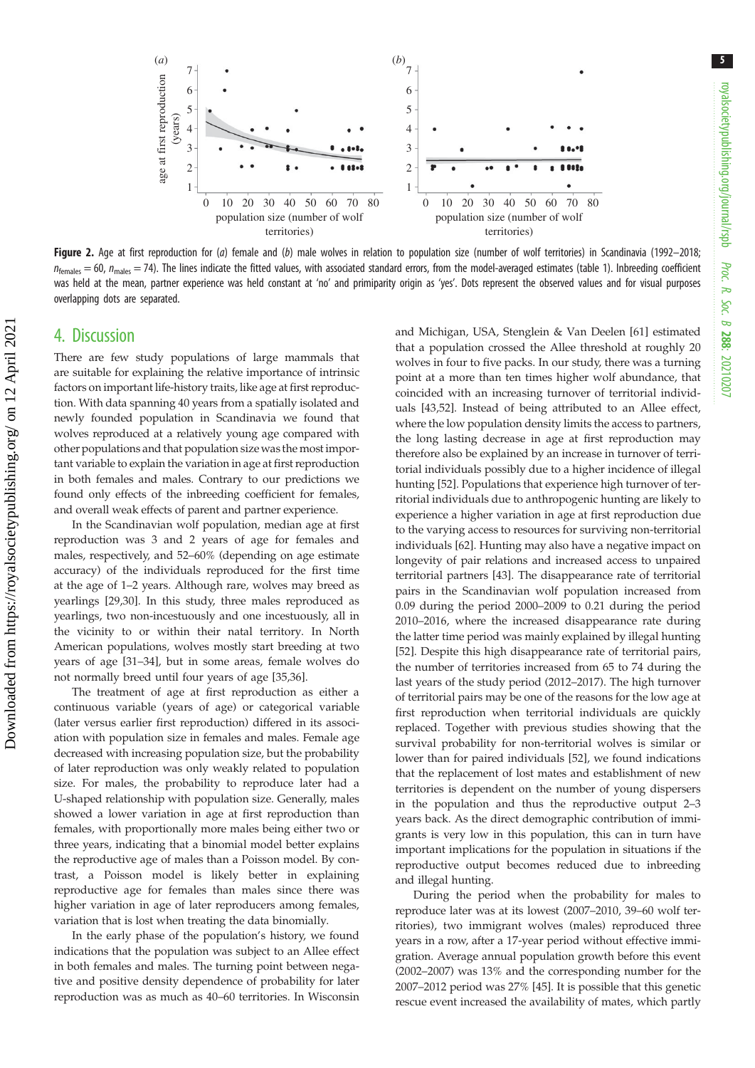**Figure 2.** Age at first reproduction for (*a*) female and (*b*) male wolves in relation to population size (number of wolf territories) in Scandinavia (1992–2018; $n_{females} = 60$, $n_{males} = 74$). The lines indicate the fitted values, with associated standard errors, from the model-averaged estimates (table 1). Inbreeding coefficient was held at the mean, partner experience was held constant at 'no' and primiparity origin as 'yes'. Dots represent the observed values and for visual purposes overlapping dots are separated.

## 4. Discussion

There are few study populations of large mammals that are suitable for explaining the relative importance of intrinsic factors on important life-history traits, like age at first reproduction. With data spanning 40 years from a spatially isolated and newly founded population in Scandinavia we found that wolves reproduced at a relatively young age compared with other populations and that population size was the most important variable to explain the variation in age at first reproduction in both females and males. Contrary to our predictions we found only effects of the inbreeding coefficient for females, and overall weak effects of parent and partner experience.

In the Scandinavian wolf population, median age at first reproduction was 3 and 2 years of age for females and males, respectively, and 52–60% (depending on age estimate accuracy) of the individuals reproduced for the first time at the age of 1–2 years. Although rare, wolves may breed as yearlings [29,30]. In this study, three males reproduced as yearlings, two non-incestuously and one incestuously, all in the vicinity to or within their natal territory. In North American populations, wolves mostly start breeding at two years of age [31–34], but in some areas, female wolves do not normally breed until four years of age [35,36].

The treatment of age at first reproduction as either a continuous variable (years of age) or categorical variable (later versus earlier first reproduction) differed in its association with population size in females and males. Female age decreased with increasing population size, but the probability of later reproduction was only weakly related to population size. For males, the probability to reproduce later had a U-shaped relationship with population size. Generally, males showed a lower variation in age at first reproduction than females, with proportionally more males being either two or three years, indicating that a binomial model better explains the reproductive age of males than a Poisson model. By contrast, a Poisson model is likely better in explaining reproductive age for females than males since there was higher variation in age of later reproducers among females, variation that is lost when treating the data binomially.

In the early phase of the population's history, we found indications that the population was subject to an Allee effect in both females and males. The turning point between negative and positive density dependence of probability for later reproduction was as much as 40–60 territories. In Wisconsin and Michigan, USA, Stenglein & Van Deelen [61] estimated that a population crossed the Allee threshold at roughly 20 wolves in four to five packs. In our study, there was a turning point at a more than ten times higher wolf abundance, that coincided with an increasing turnover of territorial individuals [43,52]. Instead of being attributed to an Allee effect, where the low population density limits the access to partners, the long lasting decrease in age at first reproduction may therefore also be explained by an increase in turnover of territorial individuals possibly due to a higher incidence of illegal hunting [52]. Populations that experience high turnover of territorial individuals due to anthropogenic hunting are likely to experience a higher variation in age at first reproduction due to the varying access to resources for surviving non-territorial individuals [62]. Hunting may also have a negative impact on longevity of pair relations and increased access to unpaired territorial partners [43]. The disappearance rate of territorial pairs in the Scandinavian wolf population increased from 0.09 during the period 2000–2009 to 0.21 during the period 2010–2016, where the increased disappearance rate during the latter time period was mainly explained by illegal hunting [52]. Despite this high disappearance rate of territorial pairs, the number of territories increased from 65 to 74 during the last years of the study period (2012–2017). The high turnover of territorial pairs may be one of the reasons for the low age at first reproduction when territorial individuals are quickly replaced. Together with previous studies showing that the survival probability for non-territorial wolves is similar or lower than for paired individuals [52], we found indications that the replacement of lost mates and establishment of new territories is dependent on the number of young dispersers in the population and thus the reproductive output 2–3 years back. As the direct demographic contribution of immigrants is very low in this population, this can in turn have important implications for the population in situations if the reproductive output becomes reduced due to inbreeding and illegal hunting.

During the period when the probability for males to reproduce later was at its lowest (2007–2010, 39–60 wolf territories), two immigrant wolves (males) reproduced three years in a row, after a 17-year period without effective immigration. Average annual population growth before this event (2002–2007) was 13% and the corresponding number for the 2007–2012 period was 27% [45]. It is possible that this genetic rescue event increased the availability of mates, which partly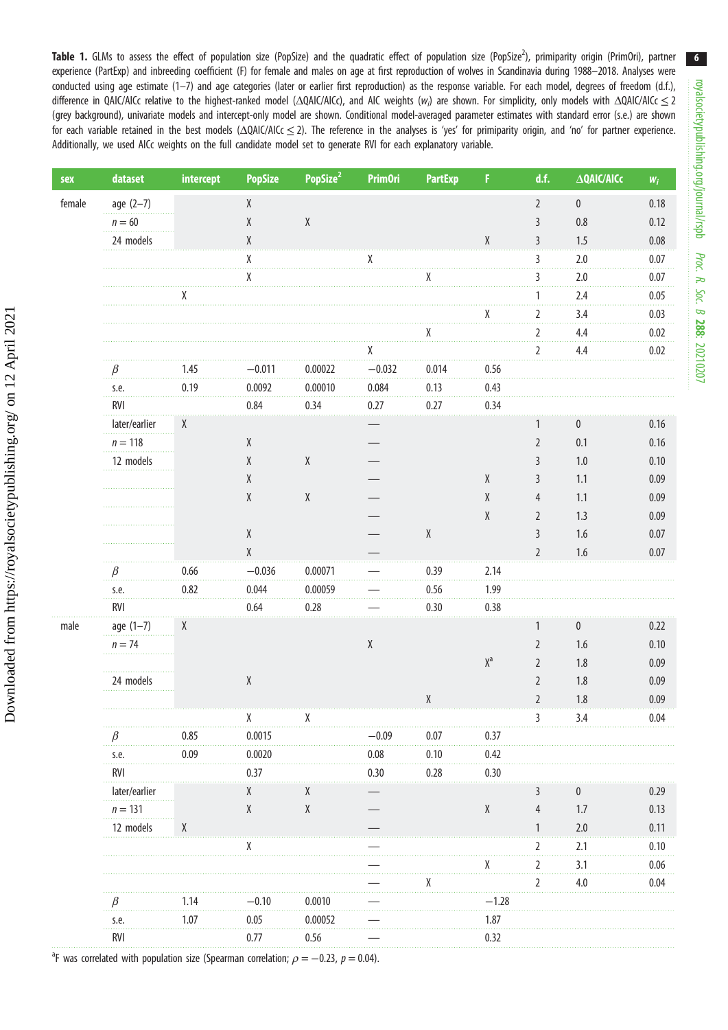**Table 1.** GLMs to assess the effect of population size (PopSize) and the quadratic effect of population size (PopSize$^2$), primiparity origin (PrimOri), partner experience (PartExp) and inbreeding coefficient (F) for female and males on age at first reproduction of wolves in Scandinavia during 1988–2018. Analyses were conducted using age estimate (1–7) and age categories (later or earlier first reproduction) as the response variable. For each model, degrees of freedom (d.f.), difference in QAIC/AICc relative to the highest-ranked model (ΔQAIC/AICc), and AIC weights ($w_i$) are shown. For simplicity, only models with ΔQAIC/AICc ≤ 2 (grey background), univariate models and intercept-only model are shown. Conditional model-averaged parameter estimates with standard error (s.e.) are shown for each variable retained in the best models (ΔQAIC/AICc ≤ 2). The reference in the analyses is 'yes' for primiparity origin, and 'no' for partner experience. Additionally, we used AICc weights on the full candidate model set to generate RVI for each explanatory variable.

| sex | dataset | intercept | PopSize | PopSize$^2$ | PrimOri | PartExp | F | d.f. | ΔQAIC/AICc | $w_i$ |
|---|---|---|---|---|---|---|---|---|---|---|
| female | age (2–7) | | X | | | | | 2 | 0 | 0.18 |
| | $n = 60$ | | X | X | | | | 3 | 0.8 | 0.12 |
| | 24 models | | X | | | | X | 3 | 1.5 | 0.08 |
| | | | X | | X | | | 3 | 2.0 | 0.07 |
| | | | X | | | X | | 3 | 2.0 | 0.07 |
| | | X | | | | | | 1 | 2.4 | 0.05 |
| | | | | | | | X | 2 | 3.4 | 0.03 |
| | | | | | | X | | 2 | 4.4 | 0.02 |
| | | | | | X | | | 2 | 4.4 | 0.02 |
| | $\beta$ | 1.45 | −0.011 | 0.00022 | −0.032 | 0.014 | 0.56 | | | |
| | s.e. | 0.19 | 0.0092 | 0.00010 | 0.084 | 0.13 | 0.43 | | | |
| | RVI | | 0.84 | 0.34 | 0.27 | 0.27 | 0.34 | | | |
| | later/earlier | X | | | — | | | 1 | 0 | 0.16 |
| | $n = 118$ | | X | | — | | | 2 | 0.1 | 0.16 |
| | 12 models | | X | X | — | | | 3 | 1.0 | 0.10 |
| | | | X | | — | | X | 3 | 1.1 | 0.09 |
| | | | X | X | — | | X | 4 | 1.1 | 0.09 |
| | | | | | — | | X | 2 | 1.3 | 0.09 |
| | | | X | | — | X | | 3 | 1.6 | 0.07 |
| | | | X | | — | | | 2 | 1.6 | 0.07 |
| | $\beta$ | 0.66 | −0.036 | 0.00071 | — | 0.39 | 2.14 | | | |
| | s.e. | 0.82 | 0.044 | 0.00059 | — | 0.56 | 1.99 | | | |
| | RVI | | 0.64 | 0.28 | — | 0.30 | 0.38 | | | |
| male | age (1–7) | X | | | | | | 1 | 0 | 0.22 |
| | $n = 74$ | | | | X | | | 2 | 1.6 | 0.10 |
| | | | | | | | X[a] | 2 | 1.8 | 0.09 |
| | 24 models | | X | | | | | 2 | 1.8 | 0.09 |
| | | | | | | X | | 2 | 1.8 | 0.09 |
| | | | X | X | | | | 3 | 3.4 | 0.04 |
| | $\beta$ | 0.85 | 0.0015 | | −0.09 | 0.07 | 0.37 | | | |
| | s.e. | 0.09 | 0.0020 | | 0.08 | 0.10 | 0.42 | | | |
| | RVI | | 0.37 | | 0.30 | 0.28 | 0.30 | | | |
| | later/earlier | | X | X | — | | | 3 | 0 | 0.29 |
| | $n = 131$ | | X | X | — | | X | 4 | 1.7 | 0.13 |
| | 12 models | X | | | — | | | 1 | 2.0 | 0.11 |
| | | | X | | — | | | 2 | 2.1 | 0.10 |
| | | | | | — | | X | 2 | 3.1 | 0.06 |
| | | | | | — | X | | 2 | 4.0 | 0.04 |
| | $\beta$ | 1.14 | −0.10 | 0.0010 | — | | −1.28 | | | |
| | s.e. | 1.07 | 0.05 | 0.00052 | — | | 1.87 | | | |
| | RVI | | 0.77 | 0.56 | — | | 0.32 | | | |

[a]F was correlated with population size (Spearman correlation; $\rho = -0.23$, $p = 0.04$).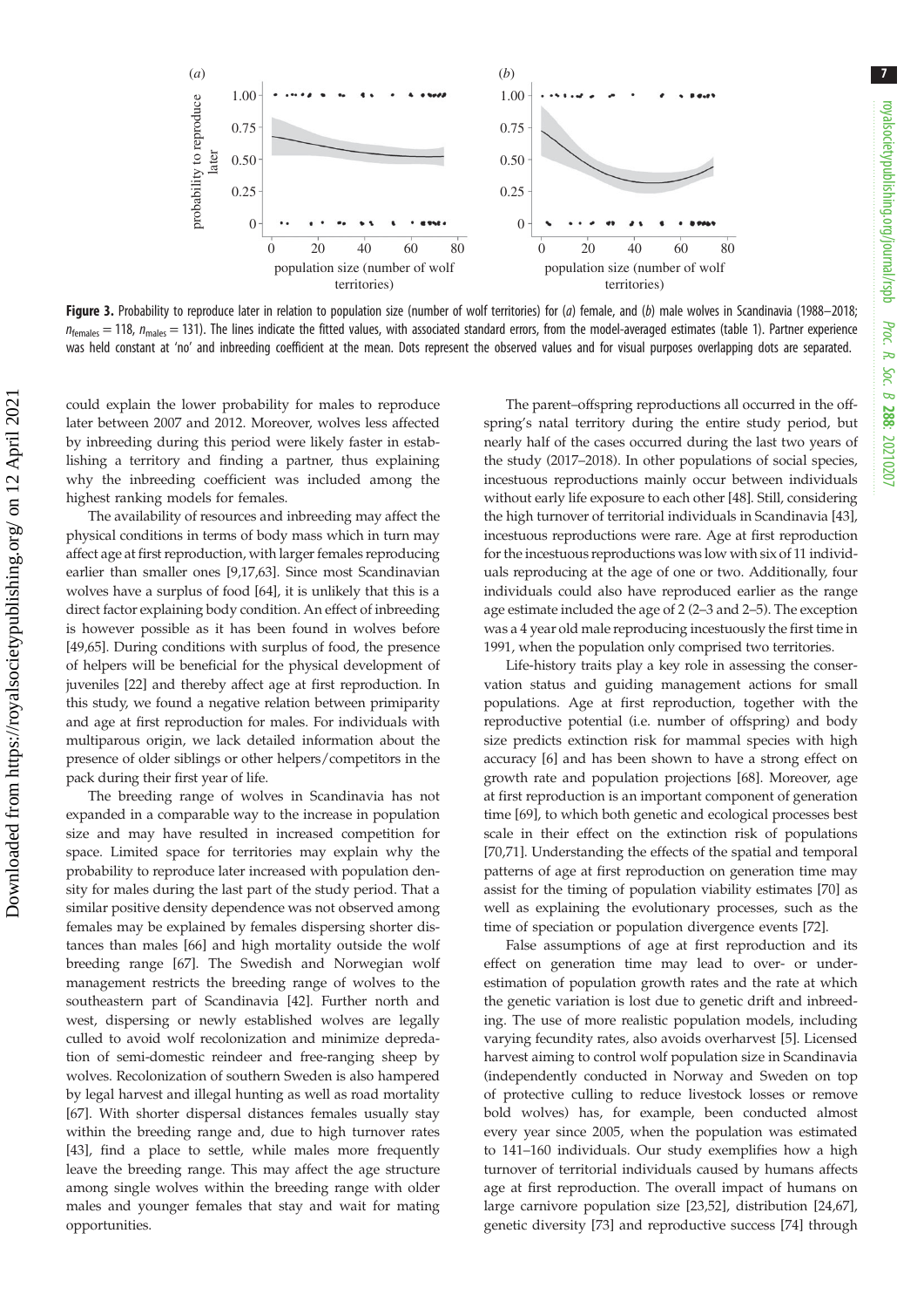**Figure 3.** Probability to reproduce later in relation to population size (number of wolf territories) for (*a*) female, and (*b*) male wolves in Scandinavia (1988–2018; $n_{females} = 118$, $n_{males} = 131$). The lines indicate the fitted values, with associated standard errors, from the model-averaged estimates (table 1). Partner experience was held constant at 'no' and inbreeding coefficient at the mean. Dots represent the observed values and for visual purposes overlapping dots are separated.

could explain the lower probability for males to reproduce later between 2007 and 2012. Moreover, wolves less affected by inbreeding during this period were likely faster in establishing a territory and finding a partner, thus explaining why the inbreeding coefficient was included among the highest ranking models for females.

The availability of resources and inbreeding may affect the physical conditions in terms of body mass which in turn may affect age at first reproduction, with larger females reproducing earlier than smaller ones [9,17,63]. Since most Scandinavian wolves have a surplus of food [64], it is unlikely that this is a direct factor explaining body condition. An effect of inbreeding is however possible as it has been found in wolves before [49,65]. During conditions with surplus of food, the presence of helpers will be beneficial for the physical development of juveniles [22] and thereby affect age at first reproduction. In this study, we found a negative relation between primiparity and age at first reproduction for males. For individuals with multiparous origin, we lack detailed information about the presence of older siblings or other helpers/competitors in the pack during their first year of life.

The breeding range of wolves in Scandinavia has not expanded in a comparable way to the increase in population size and may have resulted in increased competition for space. Limited space for territories may explain why the probability to reproduce later increased with population density for males during the last part of the study period. That a similar positive density dependence was not observed among females may be explained by females dispersing shorter distances than males [66] and high mortality outside the wolf breeding range [67]. The Swedish and Norwegian wolf management restricts the breeding range of wolves to the southeastern part of Scandinavia [42]. Further north and west, dispersing or newly established wolves are legally culled to avoid wolf recolonization and minimize depredation of semi-domestic reindeer and free-ranging sheep by wolves. Recolonization of southern Sweden is also hampered by legal harvest and illegal hunting as well as road mortality [67]. With shorter dispersal distances females usually stay within the breeding range and, due to high turnover rates [43], find a place to settle, while males more frequently leave the breeding range. This may affect the age structure among single wolves within the breeding range with older males and younger females that stay and wait for mating opportunities.

The parent–offspring reproductions all occurred in the offspring's natal territory during the entire study period, but nearly half of the cases occurred during the last two years of the study (2017–2018). In other populations of social species, incestuous reproductions mainly occur between individuals without early life exposure to each other [48]. Still, considering the high turnover of territorial individuals in Scandinavia [43], incestuous reproductions were rare. Age at first reproduction for the incestuous reproductions was low with six of 11 individuals reproducing at the age of one or two. Additionally, four individuals could also have reproduced earlier as the range age estimate included the age of 2 (2–3 and 2–5). The exception was a 4 year old male reproducing incestuously the first time in 1991, when the population only comprised two territories.

Life-history traits play a key role in assessing the conservation status and guiding management actions for small populations. Age at first reproduction, together with the reproductive potential (i.e. number of offspring) and body size predicts extinction risk for mammal species with high accuracy [6] and has been shown to have a strong effect on growth rate and population projections [68]. Moreover, age at first reproduction is an important component of generation time [69], to which both genetic and ecological processes best scale in their effect on the extinction risk of populations [70,71]. Understanding the effects of the spatial and temporal patterns of age at first reproduction on generation time may assist for the timing of population viability estimates [70] as well as explaining the evolutionary processes, such as the time of speciation or population divergence events [72].

False assumptions of age at first reproduction and its effect on generation time may lead to over- or underestimation of population growth rates and the rate at which the genetic variation is lost due to genetic drift and inbreeding. The use of more realistic population models, including varying fecundity rates, also avoids overharvest [5]. Licensed harvest aiming to control wolf population size in Scandinavia (independently conducted in Norway and Sweden on top of protective culling to reduce livestock losses or remove bold wolves) has, for example, been conducted almost every year since 2005, when the population was estimated to 141–160 individuals. Our study exemplifies how a high turnover of territorial individuals caused by humans affects age at first reproduction. The overall impact of humans on large carnivore population size [23,52], distribution [24,67], genetic diversity [73] and reproductive success [74] through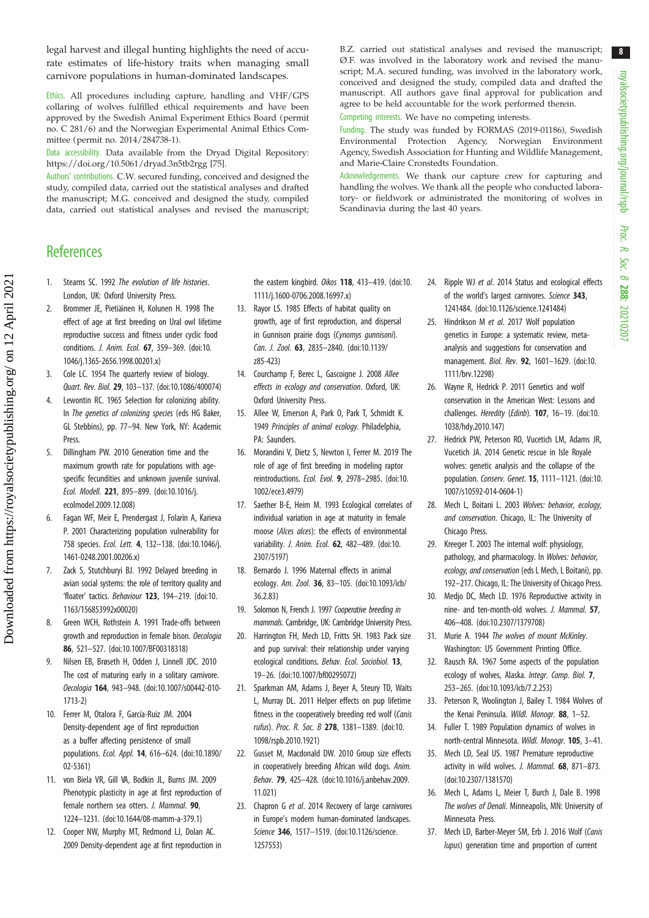legal harvest and illegal hunting highlights the need of accurate estimates of life-history traits when managing small carnivore populations in human-dominated landscapes.

Ethics. All procedures including capture, handling and VHF/GPS collaring of wolves fulfilled ethical requirements and have been approved by the Swedish Animal Experiment Ethics Board (permit no. C 281/6) and the Norwegian Experimental Animal Ethics Committee (permit no. 2014/284738-1).

Data accessibility. Data available from the Dryad Digital Repository: https://doi.org/10.5061/dryad.3n5tb2rgg [75].

Authors' contributions. C.W. secured funding, conceived and designed the study, compiled data, carried out the statistical analyses and drafted the manuscript; M.G. conceived and designed the study, compiled data, carried out statistical analyses and revised the manuscript; B.Z. carried out statistical analyses and revised the manuscript; Ø.F. was involved in the laboratory work and revised the manuscript; M.A. secured funding, was involved in the laboratory work, conceived and designed the study, compiled data and drafted the manuscript. All authors gave final approval for publication and agree to be held accountable for the work performed therein.

Competing interests. We have no competing interests.

Funding. The study was funded by FORMAS (2019-01186), Swedish Environmental Protection Agency, Norwegian Environment Agency, Swedish Association for Hunting and Wildlife Management, and Marie-Claire Cronstedts Foundation.

Acknowledgements. We thank our capture crew for capturing and handling the wolves. We thank all the people who conducted laboratory- or fieldwork or administrated the monitoring of wolves in Scandinavia during the last 40 years.

## References

1. Stearns SC. 1992 *The evolution of life histories*. London, UK: Oxford University Press.
2. Brommer JE, Pietiäinen H, Kolunen H. 1998 The effect of age at first breeding on Ural owl lifetime reproductive success and fitness under cyclic food conditions. *J. Anim. Ecol.* **67**, 359–369. (doi:10.1046/j.1365-2656.1998.00201.x)
3. Cole LC. 1954 The quarterly review of biology. *Quart. Rev. Biol.* **29**, 103–137. (doi:10.1086/400074)
4. Lewontin RC. 1965 Selection for colonizing ability. In *The genetics of colonizing species* (eds HG Baker, GL Stebbins), pp. 77–94. New York, NY: Academic Press.
5. Dillingham PW. 2010 Generation time and the maximum growth rate for populations with age-specific fecundities and unknown juvenile survival. *Ecol. Modell.* **221**, 895–899. (doi:10.1016/j.ecolmodel.2009.12.008)
6. Fagan WF, Meir E, Prendergast J, Folarin A, Karieva P. 2001 Characterizing population vulnerability for 758 species. *Ecol. Lett.* **4**, 132–138. (doi:10.1046/j.1461-0248.2001.00206.x)
7. Zack S, Stutchburyi BJ. 1992 Delayed breeding in avian social systems: the role of territory quality and 'floater' tactics. *Behaviour* **123**, 194–219. (doi:10.1163/156853992x00020)
8. Green WCH, Rothstein A. 1991 Trade-offs between growth and reproduction in female bison. *Oecologia* **86**, 521–527. (doi:10.1007/BF00318318)
9. Nilsen EB, Brøseth H, Odden J, Linnell JDC. 2010 The cost of maturing early in a solitary carnivore. *Oecologia* **164**, 943–948. (doi:10.1007/s00442-010-1713-2)
10. Ferrer M, Otalora F, García-Ruiz JM. 2004 Density-dependent age of first reproduction as a buffer affecting persistence of small populations. *Ecol. Appl.* **14**, 616–624. (doi:10.1890/02-5361)
11. von Biela VR, Gill VA, Bodkin JL, Burns JM. 2009 Phenotypic plasticity in age at first reproduction of female northern sea otters. *J. Mammal.* **90**, 1224–1231. (doi:10.1644/08-mamm-a-379.1)
12. Cooper NW, Murphy MT, Redmond LJ, Dolan AC. 2009 Density-dependent age at first reproduction in the eastern kingbird. *Oikos* **118**, 413–419. (doi:10.1111/j.1600-0706.2008.16997.x)
13. Rayor LS. 1985 Effects of habitat quality on growth, age of first reproduction, and dispersal in Gunnison prairie dogs (*Cynomys gunnisoni*). *Can. J. Zool.* **63**, 2835–2840. (doi:10.1139/z85-423)
14. Courchamp F, Berec L, Gascoigne J. 2008 *Allee effects in ecology and conservation*. Oxford, UK: Oxford University Press.
15. Allee W, Emerson A, Park O, Park T, Schmidt K. 1949 *Principles of animal ecology*. Philadelphia, PA: Saunders.
16. Morandini V, Dietz S, Newton I, Ferrer M. 2019 The role of age of first breeding in modeling raptor reintroductions. *Ecol. Evol.* **9**, 2978–2985. (doi:10.1002/ece3.4979)
17. Saether B-E, Heim M. 1993 Ecological correlates of individual variation in age at maturity in female moose (*Alces alces*): the effects of environmental variability. *J. Anim. Ecol.* **62**, 482–489. (doi:10.2307/5197)
18. Bernardo J. 1996 Maternal effects in animal ecology. *Am. Zool.* **36**, 83–105. (doi:10.1093/icb/36.2.83)
19. Solomon N, French J. 1997 *Cooperative breeding in mammals*. Cambridge, UK: Cambridge University Press.
20. Harrington FH, Mech LD, Fritts SH. 1983 Pack size and pup survival: their relationship under varying ecological conditions. *Behav. Ecol. Sociobiol.* **13**, 19–26. (doi:10.1007/bf00295072)
21. Sparkman AM, Adams J, Beyer A, Steury TD, Waits L, Murray DL. 2011 Helper effects on pup lifetime fitness in the cooperatively breeding red wolf (*Canis rufus*). *Proc. R. Soc. B* **278**, 1381–1389. (doi:10.1098/rspb.2010.1921)
22. Gusset M, Macdonald DW. 2010 Group size effects in cooperatively breeding African wild dogs. *Anim. Behav.* **79**, 425–428. (doi:10.1016/j.anbehav.2009.11.021)
23. Chapron G *et al*. 2014 Recovery of large carnivores in Europe's modern human-dominated landscapes. *Science* **346**, 1517–1519. (doi:10.1126/science.1257553)
24. Ripple WJ *et al*. 2014 Status and ecological effects of the world's largest carnivores. *Science* **343**, 1241484. (doi:10.1126/science.1241484)
25. Hindrikson M *et al*. 2017 Wolf population genetics in Europe: a systematic review, meta-analysis and suggestions for conservation and management. *Biol. Rev.* **92**, 1601–1629. (doi:10.1111/brv.12298)
26. Wayne R, Hedrick P. 2011 Genetics and wolf conservation in the American West: Lessons and challenges. *Heredity (Edinb)*. **107**, 16–19. (doi:10.1038/hdy.2010.147)
27. Hedrick PW, Peterson RO, Vucetich LM, Adams JR, Vucetich JA. 2014 Genetic rescue in Isle Royale wolves: genetic analysis and the collapse of the population. *Conserv. Genet.* **15**, 1111–1121. (doi:10.1007/s10592-014-0604-1)
28. Mech L, Boitani L. 2003 *Wolves: behavior, ecology, and conservation*. Chicago, IL: The University of Chicago Press.
29. Kreeger T. 2003 The internal wolf: physiology, pathology, and pharmacology. In *Wolves: behavior, ecology, and conservation* (eds L Mech, L Boitani), pp. 192–217. Chicago, IL: The University of Chicago Press.
30. Medjo DC, Mech LD. 1976 Reproductive activity in nine- and ten-month-old wolves. *J. Mammal.* **57**, 406–408. (doi:10.2307/1379708)
31. Murie A. 1944 *The wolves of mount McKinley*. Washington: US Government Printing Office.
32. Rausch RA. 1967 Some aspects of the population ecology of wolves, Alaska. *Integr. Comp. Biol.* **7**, 253–265. (doi:10.1093/icb/7.2.253)
33. Peterson R, Woolington J, Bailey T. 1984 Wolves of the Kenai Peninsula. *Wildl. Monogr.* **88**, 1–52.
34. Fuller T. 1989 Population dynamics of wolves in north-central Minnesota. *Wildl. Monogr.* **105**, 3–41.
35. Mech LD, Seal US. 1987 Premature reproductive activity in wild wolves. *J. Mammal.* **68**, 871–873. (doi:10.2307/1381570)
36. Mech L, Adams L, Meier T, Burch J, Dale B. 1998 *The wolves of Denali*. Minneapolis, MN: University of Minnesota Press.
37. Mech LD, Barber-Meyer SM, Erb J. 2016 Wolf (*Canis lupus*) generation time and proportion of current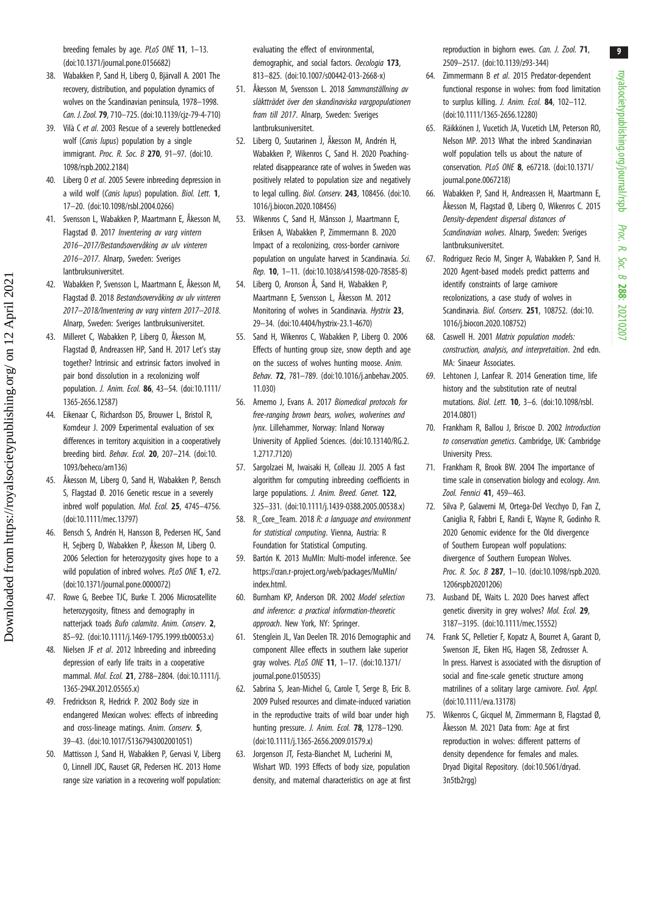breeding females by age. *PLoS ONE* **11**, 1–13. (doi:10.1371/journal.pone.0156682)

38. Wabakken P, Sand H, Liberg O, Bjärvall A. 2001 The recovery, distribution, and population dynamics of wolves on the Scandinavian peninsula, 1978–1998. *Can. J. Zool.* **79**, 710–725. (doi:10.1139/cjz-79-4-710)
39. Vilà C *et al*. 2003 Rescue of a severely bottlenecked wolf (*Canis lupus*) population by a single immigrant. *Proc. R. Soc. B* **270**, 91–97. (doi:10.1098/rspb.2002.2184)
40. Liberg O *et al*. 2005 Severe inbreeding depression in a wild wolf (*Canis lupus*) population. *Biol. Lett.* **1**, 17–20. (doi:10.1098/rsbl.2004.0266)
41. Svensson L, Wabakken P, Maartmann E, Åkesson M, Flagstad Ø. 2017 *Inventering av varg vintern 2016–2017/Bestandsovervåking av ulv vinteren 2016–2017*. Alnarp, Sweden: Sveriges lantbruksuniversitet.
42. Wabakken P, Svensson L, Maartmann E, Åkesson M, Flagstad Ø. 2018 *Bestandsovervåking av ulv vinteren 2017–2018/Inventering av varg vintern 2017–2018*. Alnarp, Sweden: Sveriges lantbruksuniversitet.
43. Milleret C, Wabakken P, Liberg O, Åkesson M, Flagstad Ø, Andreassen HP, Sand H. 2017 Let's stay together? Intrinsic and extrinsic factors involved in pair bond dissolution in a recolonizing wolf population. *J. Anim. Ecol.* **86**, 43–54. (doi:10.1111/1365-2656.12587)
44. Eikenaar C, Richardson DS, Brouwer L, Bristol R, Komdeur J. 2009 Experimental evaluation of sex differences in territory acquisition in a cooperatively breeding bird. *Behav. Ecol.* **20**, 207–214. (doi:10.1093/beheco/arn136)
45. Åkesson M, Liberg O, Sand H, Wabakken P, Bensch S, Flagstad Ø. 2016 Genetic rescue in a severely inbred wolf population. *Mol. Ecol.* **25**, 4745–4756. (doi:10.1111/mec.13797)
46. Bensch S, Andrén H, Hansson B, Pedersen HC, Sand H, Sejberg D, Wabakken P, Åkesson M, Liberg O. 2006 Selection for heterozygosity gives hope to a wild population of inbred wolves. *PLoS ONE* **1**, e72. (doi:10.1371/journal.pone.0000072)
47. Rowe G, Beebee TJC, Burke T. 2006 Microsatellite heterozygosity, fitness and demography in natterjack toads *Bufo calamita*. *Anim. Conserv.* **2**, 85–92. (doi:10.1111/j.1469-1795.1999.tb00053.x)
48. Nielsen JF *et al*. 2012 Inbreeding and inbreeding depression of early life traits in a cooperative mammal. *Mol. Ecol.* **21**, 2788–2804. (doi:10.1111/j.1365-294X.2012.05565.x)
49. Fredrickson R, Hedrick P. 2002 Body size in endangered Mexican wolves: effects of inbreeding and cross-lineage matings. *Anim. Conserv.* **5**, 39–43. (doi:10.1017/S1367943002001051)
50. Mattisson J, Sand H, Wabakken P, Gervasi V, Liberg O, Linnell JDC, Rauset GR, Pedersen HC. 2013 Home range size variation in a recovering wolf population: evaluating the effect of environmental, demographic, and social factors. *Oecologia* **173**, 813–825. (doi:10.1007/s00442-013-2668-x)
51. Åkesson M, Svensson L. 2018 *Sammanställning av släktträdet över den skandinaviska vargpopulationen fram till 2017*. Alnarp, Sweden: Sveriges lantbruksuniversitet.
52. Liberg O, Suutarinen J, Åkesson M, Andrén H, Wabakken P, Wikenros C, Sand H. 2020 Poaching-related disappearance rate of wolves in Sweden was positively related to population size and negatively to legal culling. *Biol. Conserv.* **243**, 108456. (doi:10.1016/j.biocon.2020.108456)
53. Wikenros C, Sand H, Månsson J, Maartmann E, Eriksen A, Wabakken P, Zimmermann B. 2020 Impact of a recolonizing, cross-border carnivore population on ungulate harvest in Scandinavia. *Sci. Rep.* **10**, 1–11. (doi:10.1038/s41598-020-78585-8)
54. Liberg O, Aronson Å, Sand H, Wabakken P, Maartmann E, Svensson L, Åkesson M. 2012 Monitoring of wolves in Scandinavia. *Hystrix* **23**, 29–34. (doi:10.4404/hystrix-23.1-4670)
55. Sand H, Wikenros C, Wabakken P, Liberg O. 2006 Effects of hunting group size, snow depth and age on the success of wolves hunting moose. *Anim. Behav.* **72**, 781–789. (doi:10.1016/j.anbehav.2005.11.030)
56. Arnemo J, Evans A. 2017 *Biomedical protocols for free-ranging brown bears, wolves, wolverines and lynx*. Lillehammer, Norway: Inland Norway University of Applied Sciences. (doi:10.13140/RG.2.1.2717.7120)
57. Sargolzaei M, Iwaisaki H, Colleau JJ. 2005 A fast algorithm for computing inbreeding coefficients in large populations. *J. Anim. Breed. Genet.* **122**, 325–331. (doi:10.1111/j.1439-0388.2005.00538.x)
58. R_Core_Team. 2018 *R: a language and environment for statistical computing*. Vienna, Austria: R Foundation for Statistical Computing.
59. Bartón K. 2013 MuMIn: Multi-model inference. See https://cran.r-project.org/web/packages/MuMIn/index.html.
60. Burnham KP, Anderson DR. 2002 *Model selection and inference: a practical information-theoretic approach*. New York, NY: Springer.
61. Stenglein JL, Van Deelen TR. 2016 Demographic and component Allee effects in southern lake superior gray wolves. *PLoS ONE* **11**, 1–17. (doi:10.1371/journal.pone.0150535)
62. Sabrina S, Jean-Michel G, Carole T, Serge B, Eric B. 2009 Pulsed resources and climate-induced variation in the reproductive traits of wild boar under high hunting pressure. *J. Anim. Ecol.* **78**, 1278–1290. (doi:10.1111/j.1365-2656.2009.01579.x)
63. Jorgenson JT, Festa-Bianchet M, Lucherini M, Wishart WD. 1993 Effects of body size, population density, and maternal characteristics on age at first reproduction in bighorn ewes. *Can. J. Zool.* **71**, 2509–2517. (doi:10.1139/z93-344)
64. Zimmermann B *et al*. 2015 Predator-dependent functional response in wolves: from food limitation to surplus killing. *J. Anim. Ecol.* **84**, 102–112. (doi:10.1111/1365-2656.12280)
65. Räikkönen J, Vucetich JA, Vucetich LM, Peterson RO, Nelson MP. 2013 What the inbred Scandinavian wolf population tells us about the nature of conservation. *PLoS ONE* **8**, e67218. (doi:10.1371/journal.pone.0067218)
66. Wabakken P, Sand H, Andreassen H, Maartmann E, Åkesson M, Flagstad Ø, Liberg O, Wikenros C. 2015 *Density-dependent dispersal distances of Scandinavian wolves*. Alnarp, Sweden: Sveriges lantbruksuniversitet.
67. Rodriguez Recio M, Singer A, Wabakken P, Sand H. 2020 Agent-based models predict patterns and identify constraints of large carnivore recolonizations, a case study of wolves in Scandinavia. *Biol. Conserv.* **251**, 108752. (doi:10.1016/j.biocon.2020.108752)
68. Caswell H. 2001 *Matrix population models: construction, analysis, and interpretaition*. 2nd edn. MA: Sinaeur Associates.
69. Lehtonen J, Lanfear R. 2014 Generation time, life history and the substitution rate of neutral mutations. *Biol. Lett.* **10**, 3–6. (doi:10.1098/rsbl.2014.0801)
70. Frankham R, Ballou J, Briscoe D. 2002 *Introduction to conservation genetics*. Cambridge, UK: Cambridge University Press.
71. Frankham R, Brook BW. 2004 The importance of time scale in conservation biology and ecology. *Ann. Zool. Fennici* **41**, 459–463.
72. Silva P, Galaverni M, Ortega-Del Vecchyo D, Fan Z, Caniglia R, Fabbri E, Randi E, Wayne R, Godinho R. 2020 Genomic evidence for the Old divergence of Southern European wolf populations: divergence of Southern European Wolves. *Proc. R. Soc. B* **287**, 1–10. (doi:10.1098/rspb.2020.1206rspb20201206)
73. Ausband DE, Waits L. 2020 Does harvest affect genetic diversity in grey wolves? *Mol. Ecol.* **29**, 3187–3195. (doi:10.1111/mec.15552)
74. Frank SC, Pelletier F, Kopatz A, Bourret A, Garant D, Swenson JE, Eiken HG, Hagen SB, Zedrosser A. In press. Harvest is associated with the disruption of social and fine-scale genetic structure among matrilines of a solitary large carnivore. *Evol. Appl.* (doi:10.1111/eva.13178)
75. Wikenros C, Gicquel M, Zimmermann B, Flagstad Ø, Åkesson M. 2021 Data from: Age at first reproduction in wolves: different patterns of density dependence for females and males. Dryad Digital Repository. (doi:10.5061/dryad.3n5tb2rgg)